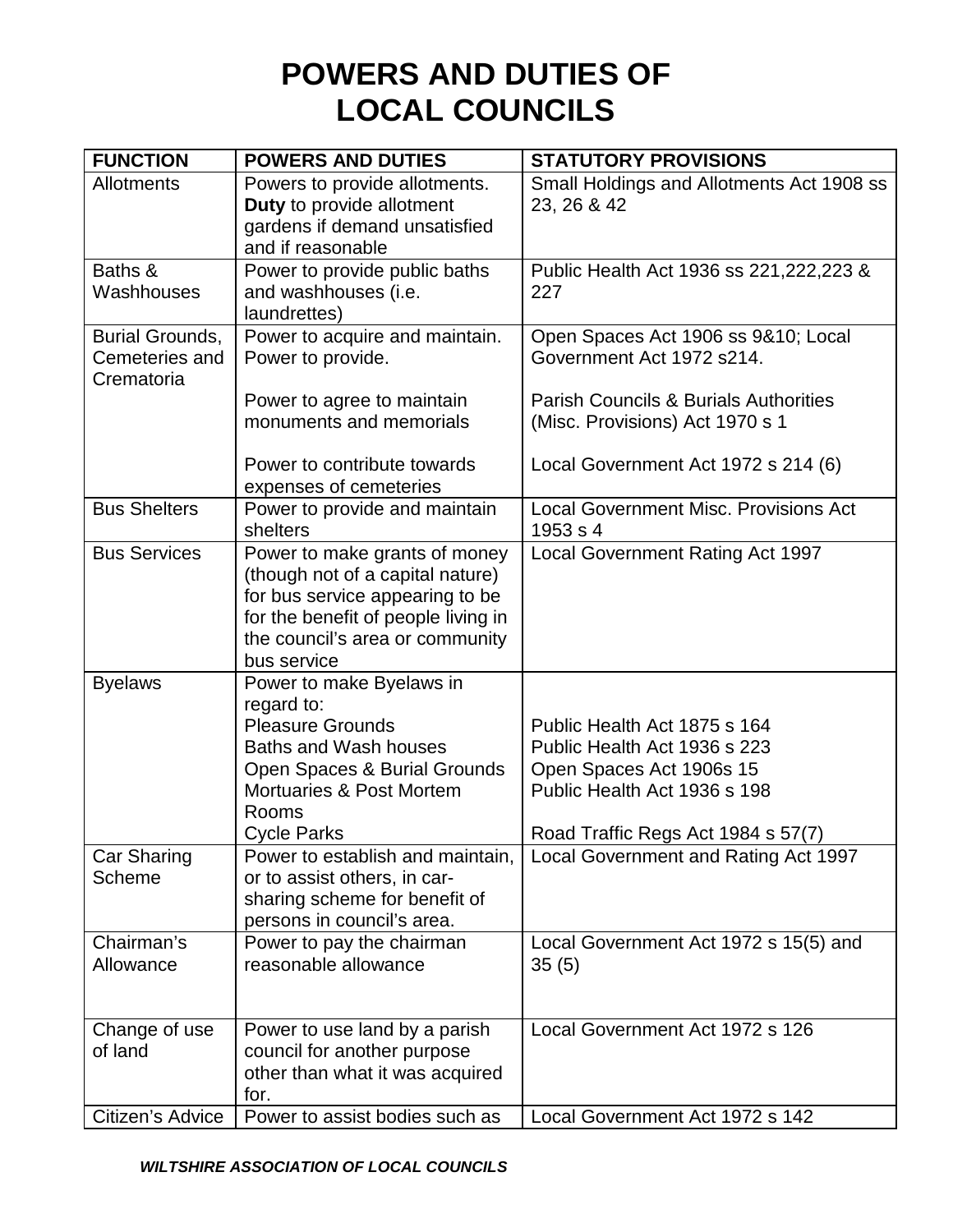# POWERS AND DUTIES OF LOCAL COUNCILS

| FUNCTION | POWERS AND DUTIES | STATUTORY PROVISIONS |
|---|---|---|
| Allotments | Powers to provide allotments. **Duty** to provide allotment gardens if demand unsatisfied and if reasonable | Small Holdings and Allotments Act 1908 ss 23, 26 & 42 |
| Baths & Washhouses | Power to provide public baths and washhouses (i.e. laundrettes) | Public Health Act 1936 ss 221,222,223 & 227 |
| Burial Grounds, Cemeteries and Crematoria | Power to acquire and maintain. Power to provide.<br><br>Power to agree to maintain monuments and memorials<br><br>Power to contribute towards expenses of cemeteries | Open Spaces Act 1906 ss 9&10; Local Government Act 1972 s214.<br><br>Parish Councils & Burials Authorities (Misc. Provisions) Act 1970 s 1<br><br>Local Government Act 1972 s 214 (6) |
| Bus Shelters | Power to provide and maintain shelters | Local Government Misc. Provisions Act 1953 s 4 |
| Bus Services | Power to make grants of money (though not of a capital nature) for bus service appearing to be for the benefit of people living in the council's area or community bus service | Local Government Rating Act 1997 |
| Byelaws | Power to make Byelaws in regard to:<br>Pleasure Grounds<br>Baths and Wash houses<br>Open Spaces & Burial Grounds<br>Mortuaries & Post Mortem Rooms<br>Cycle Parks | <br><br>Public Health Act 1875 s 164<br>Public Health Act 1936 s 223<br>Open Spaces Act 1906s 15<br>Public Health Act 1936 s 198<br><br>Road Traffic Regs Act 1984 s 57(7) |
| Car Sharing Scheme | Power to establish and maintain, or to assist others, in car-sharing scheme for benefit of persons in council's area. | Local Government and Rating Act 1997 |
| Chairman's Allowance | Power to pay the chairman reasonable allowance | Local Government Act 1972 s 15(5) and 35 (5) |
| Change of use of land | Power to use land by a parish council for another purpose other than what it was acquired for. | Local Government Act 1972 s 126 |
| Citizen's Advice | Power to assist bodies such as | Local Government Act 1972 s 142 |

***WILTSHIRE ASSOCIATION OF LOCAL COUNCILS***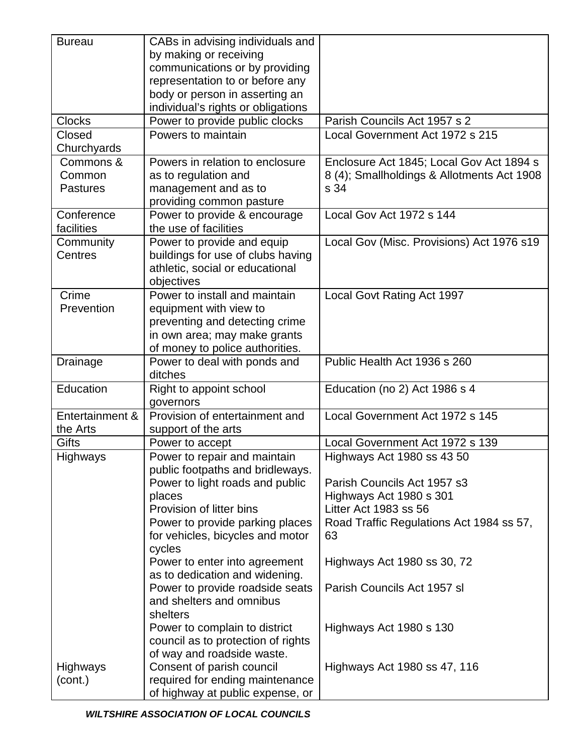| Bureau | CABs in advising individuals and by making or receiving communications or by providing representation to or before any body or person in asserting an individual's rights or obligations | |
|---|---|---|
| Clocks | Power to provide public clocks | Parish Councils Act 1957 s 2 |
| Closed Churchyards | Powers to maintain | Local Government Act 1972 s 215 |
| Commons & Common Pastures | Powers in relation to enclosure as to regulation and management and as to providing common pasture | Enclosure Act 1845; Local Gov Act 1894 s 8 (4); Smallholdings & Allotments Act 1908 s 34 |
| Conference facilities | Power to provide & encourage the use of facilities | Local Gov Act 1972 s 144 |
| Community Centres | Power to provide and equip buildings for use of clubs having athletic, social or educational objectives | Local Gov (Misc. Provisions) Act 1976 s19 |
| Crime Prevention | Power to install and maintain equipment with view to preventing and detecting crime in own area; may make grants of money to police authorities. | Local Govt Rating Act 1997 |
| Drainage | Power to deal with ponds and ditches | Public Health Act 1936 s 260 |
| Education | Right to appoint school governors | Education (no 2) Act 1986 s 4 |
| Entertainment & the Arts | Provision of entertainment and support of the arts | Local Government Act 1972 s 145 |
| Gifts | Power to accept | Local Government Act 1972 s 139 |
| Highways | Power to repair and maintain public footpaths and bridleways. | Highways Act 1980 ss 43 50 |
| | Power to light roads and public places | Parish Councils Act 1957 s3<br>Highways Act 1980 s 301 |
| | Provision of litter bins | Litter Act 1983 ss 56 |
| | Power to provide parking places for vehicles, bicycles and motor cycles | Road Traffic Regulations Act 1984 ss 57, 63 |
| | Power to enter into agreement as to dedication and widening. | Highways Act 1980 ss 30, 72 |
| | Power to provide roadside seats and shelters and omnibus shelters | Parish Councils Act 1957 sl |
| | Power to complain to district council as to protection of rights of way and roadside waste. | Highways Act 1980 s 130 |
| Highways (cont.) | Consent of parish council required for ending maintenance of highway at public expense, or | Highways Act 1980 ss 47, 116 |

***WILTSHIRE ASSOCIATION OF LOCAL COUNCILS***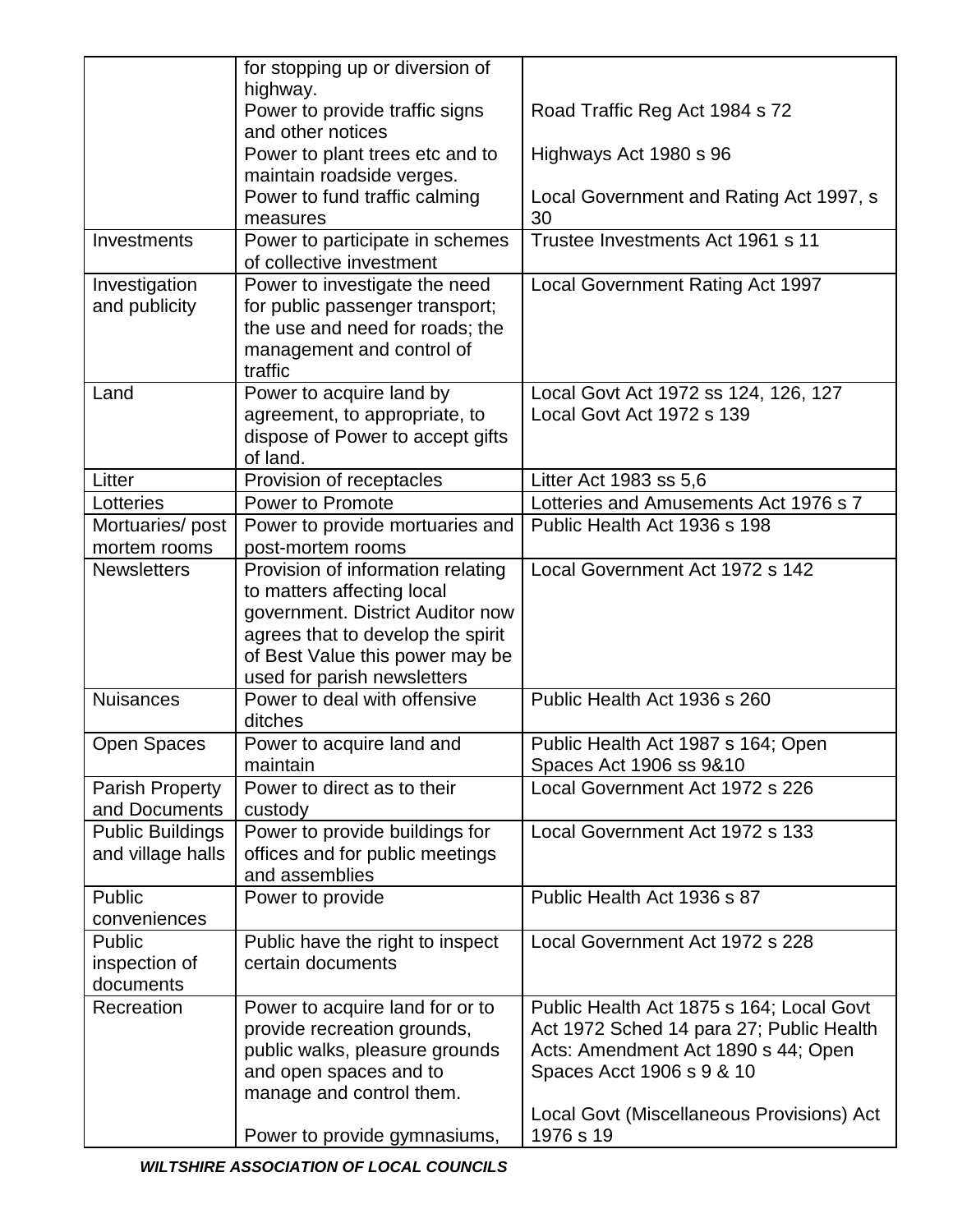| | | |
|---|---|---|
| | for stopping up or diversion of highway.<br>Power to provide traffic signs and other notices<br>Power to plant trees etc and to maintain roadside verges.<br>Power to fund traffic calming measures | <br>Road Traffic Reg Act 1984 s 72<br>Highways Act 1980 s 96<br>Local Government and Rating Act 1997, s 30 |
| Investments | Power to participate in schemes of collective investment | Trustee Investments Act 1961 s 11 |
| Investigation and publicity | Power to investigate the need for public passenger transport; the use and need for roads; the management and control of traffic | Local Government Rating Act 1997 |
| Land | Power to acquire land by agreement, to appropriate, to dispose of Power to accept gifts of land. | Local Govt Act 1972 ss 124, 126, 127<br>Local Govt Act 1972 s 139 |
| Litter | Provision of receptacles | Litter Act 1983 ss 5,6 |
| Lotteries | Power to Promote | Lotteries and Amusements Act 1976 s 7 |
| Mortuaries/ post mortem rooms | Power to provide mortuaries and post-mortem rooms | Public Health Act 1936 s 198 |
| Newsletters | Provision of information relating to matters affecting local government. District Auditor now agrees that to develop the spirit of Best Value this power may be used for parish newsletters | Local Government Act 1972 s 142 |
| Nuisances | Power to deal with offensive ditches | Public Health Act 1936 s 260 |
| Open Spaces | Power to acquire land and maintain | Public Health Act 1987 s 164; Open Spaces Act 1906 ss 9&10 |
| Parish Property and Documents | Power to direct as to their custody | Local Government Act 1972 s 226 |
| Public Buildings and village halls | Power to provide buildings for offices and for public meetings and assemblies | Local Government Act 1972 s 133 |
| Public conveniences | Power to provide | Public Health Act 1936 s 87 |
| Public inspection of documents | Public have the right to inspect certain documents | Local Government Act 1972 s 228 |
| Recreation | Power to acquire land for or to provide recreation grounds, public walks, pleasure grounds and open spaces and to manage and control them.<br><br>Power to provide gymnasiums, | Public Health Act 1875 s 164; Local Govt Act 1972 Sched 14 para 27; Public Health Acts: Amendment Act 1890 s 44; Open Spaces Acct 1906 s 9 & 10<br><br>Local Govt (Miscellaneous Provisions) Act 1976 s 19 |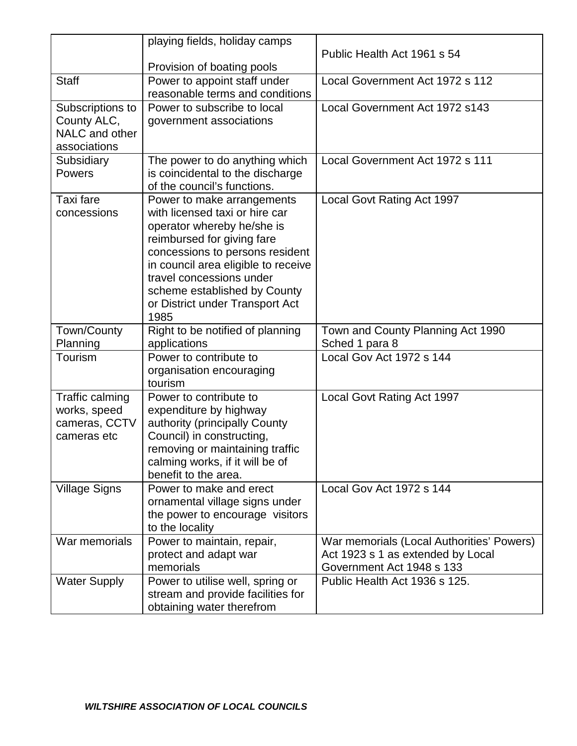| | | |
|---|---|---|
| | playing fields, holiday camps<br><br>Provision of boating pools | Public Health Act 1961 s 54 |
| Staff | Power to appoint staff under reasonable terms and conditions | Local Government Act 1972 s 112 |
| Subscriptions to County ALC, NALC and other associations | Power to subscribe to local government associations | Local Government Act 1972 s143 |
| Subsidiary Powers | The power to do anything which is coincidental to the discharge of the council's functions. | Local Government Act 1972 s 111 |
| Taxi fare concessions | Power to make arrangements with licensed taxi or hire car operator whereby he/she is reimbursed for giving fare concessions to persons resident in council area eligible to receive travel concessions under scheme established by County or District under Transport Act 1985 | Local Govt Rating Act 1997 |
| Town/County Planning | Right to be notified of planning applications | Town and County Planning Act 1990 Sched 1 para 8 |
| Tourism | Power to contribute to organisation encouraging tourism | Local Gov Act 1972 s 144 |
| Traffic calming works, speed cameras, CCTV cameras etc | Power to contribute to expenditure by highway authority (principally County Council) in constructing, removing or maintaining traffic calming works, if it will be of benefit to the area. | Local Govt Rating Act 1997 |
| Village Signs | Power to make and erect ornamental village signs under the power to encourage visitors to the locality | Local Gov Act 1972 s 144 |
| War memorials | Power to maintain, repair, protect and adapt war memorials | War memorials (Local Authorities' Powers) Act 1923 s 1 as extended by Local Government Act 1948 s 133 |
| Water Supply | Power to utilise well, spring or stream and provide facilities for obtaining water therefrom | Public Health Act 1936 s 125. |